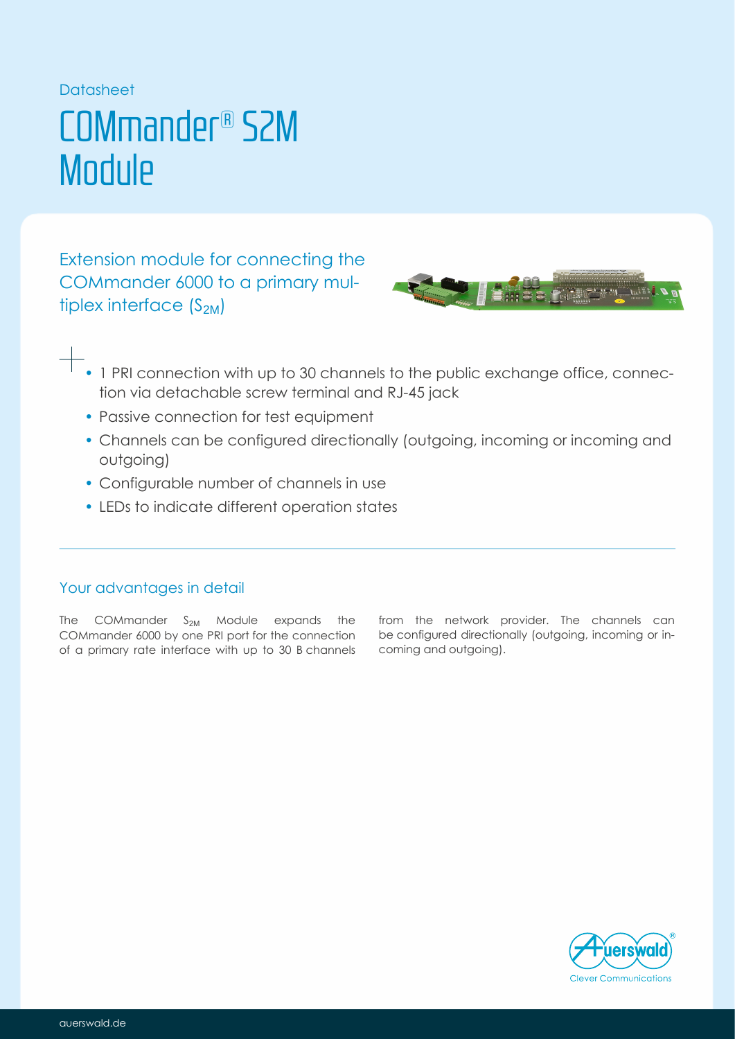Datasheet

# COMmander® S2M Module

## Extension module for connecting the COMmander 6000 to a primary multiplex interface ($S_{2M}$)

- 1 PRI connection with up to 30 channels to the public exchange office, connection via detachable screw terminal and RJ-45 jack
- Passive connection for test equipment
- Channels can be configured directionally (outgoing, incoming or incoming and outgoing)
- Configurable number of channels in use
- LEDs to indicate different operation states

### Your advantages in detail

The COMmander $S_{2M}$ Module expands the COMmander 6000 by one PRI port for the connection of a primary rate interface with up to 30 B channels from the network provider. The channels can be configured directionally (outgoing, incoming or incoming and outgoing).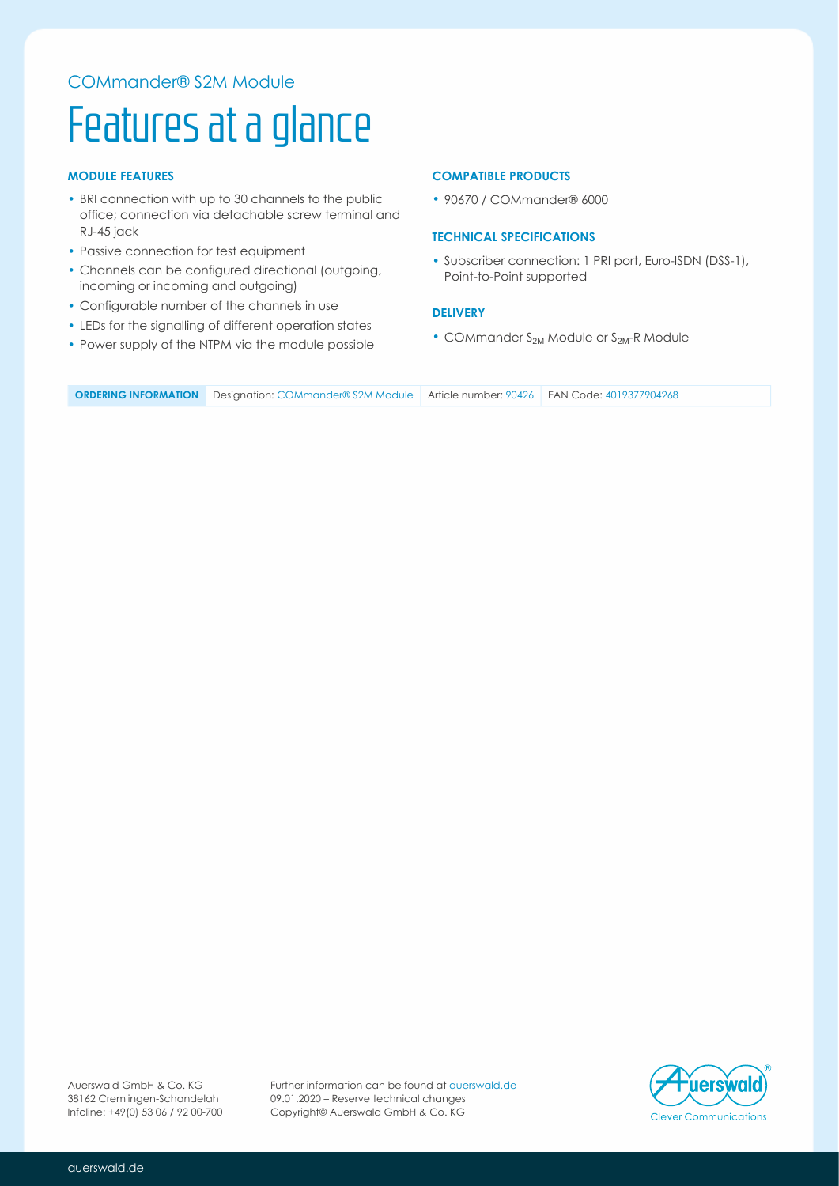COMmander® S2M Module

# Features at a glance

### MODULE FEATURES

- BRI connection with up to 30 channels to the public office; connection via detachable screw terminal and RJ-45 jack
- Passive connection for test equipment
- Channels can be configured directional (outgoing, incoming or incoming and outgoing)
- Configurable number of the channels in use
- LEDs for the signalling of different operation states
- Power supply of the NTPM via the module possible

### COMPATIBLE PRODUCTS

- 90670 / COMmander® 6000

### TECHNICAL SPECIFICATIONS

- Subscriber connection: 1 PRI port, Euro-ISDN (DSS-1), Point-to-Point supported

### DELIVERY

- COMmander $S_{2M}$ Module or $S_{2M}$-R Module

| | | | |
|---|---|---|---|
| **ORDERING INFORMATION** | Designation: COMmander® S2M Module | Article number: 90426 | EAN Code: 4019377904268 |

Auerswald GmbH & Co. KG
38162 Cremlingen-Schandelah
Infoline: +49(0) 53 06 / 92 00-700

Further information can be found at auerswald.de
09.01.2020 – Reserve technical changes
Copyright© Auerswald GmbH & Co. KG